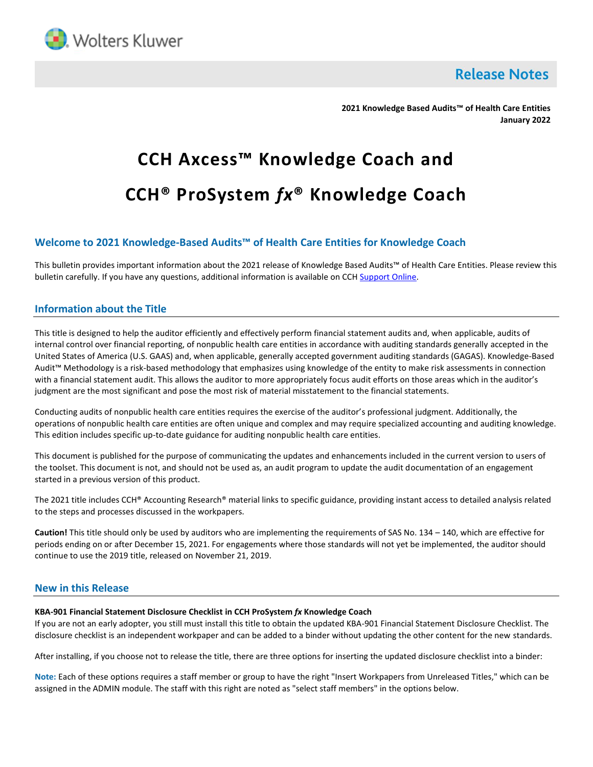Release Notes

**2021 Knowledge Based Audits™ of Health Care Entities**
**January 2022**

# CCH Axcess™ Knowledge Coach and

# CCH® ProSystem *fx*® Knowledge Coach

## Welcome to 2021 Knowledge-Based Audits™ of Health Care Entities for Knowledge Coach

This bulletin provides important information about the 2021 release of Knowledge Based Audits™ of Health Care Entities. Please review this bulletin carefully. If you have any questions, additional information is available on CCH Support Online.

## Information about the Title

This title is designed to help the auditor efficiently and effectively perform financial statement audits and, when applicable, audits of internal control over financial reporting, of nonpublic health care entities in accordance with auditing standards generally accepted in the United States of America (U.S. GAAS) and, when applicable, generally accepted government auditing standards (GAGAS). Knowledge-Based Audit™ Methodology is a risk-based methodology that emphasizes using knowledge of the entity to make risk assessments in connection with a financial statement audit. This allows the auditor to more appropriately focus audit efforts on those areas which in the auditor's judgment are the most significant and pose the most risk of material misstatement to the financial statements.

Conducting audits of nonpublic health care entities requires the exercise of the auditor's professional judgment. Additionally, the operations of nonpublic health care entities are often unique and complex and may require specialized accounting and auditing knowledge. This edition includes specific up-to-date guidance for auditing nonpublic health care entities.

This document is published for the purpose of communicating the updates and enhancements included in the current version to users of the toolset. This document is not, and should not be used as, an audit program to update the audit documentation of an engagement started in a previous version of this product.

The 2021 title includes CCH® Accounting Research® material links to specific guidance, providing instant access to detailed analysis related to the steps and processes discussed in the workpapers.

**Caution!** This title should only be used by auditors who are implementing the requirements of SAS No. 134 – 140, which are effective for periods ending on or after December 15, 2021. For engagements where those standards will not yet be implemented, the auditor should continue to use the 2019 title, released on November 21, 2019.

## New in this Release

**KBA-901 Financial Statement Disclosure Checklist in CCH ProSystem *fx* Knowledge Coach**
If you are not an early adopter, you still must install this title to obtain the updated KBA-901 Financial Statement Disclosure Checklist. The disclosure checklist is an independent workpaper and can be added to a binder without updating the other content for the new standards.

After installing, if you choose not to release the title, there are three options for inserting the updated disclosure checklist into a binder:

**Note:** Each of these options requires a staff member or group to have the right "Insert Workpapers from Unreleased Titles," which can be assigned in the ADMIN module. The staff with this right are noted as "select staff members" in the options below.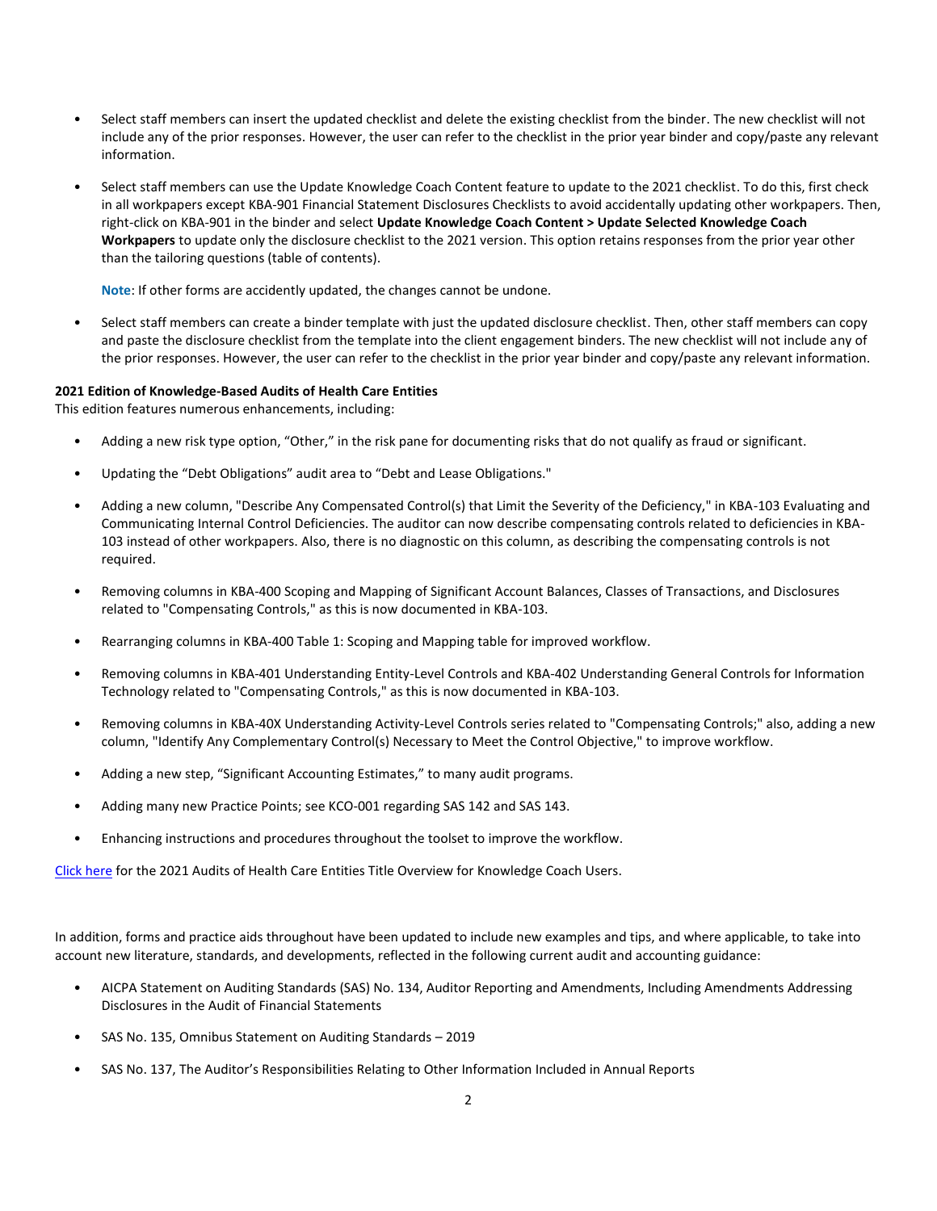- Select staff members can insert the updated checklist and delete the existing checklist from the binder. The new checklist will not include any of the prior responses. However, the user can refer to the checklist in the prior year binder and copy/paste any relevant information.

- Select staff members can use the Update Knowledge Coach Content feature to update to the 2021 checklist. To do this, first check in all workpapers except KBA-901 Financial Statement Disclosures Checklists to avoid accidentally updating other workpapers. Then, right-click on KBA-901 in the binder and select **Update Knowledge Coach Content > Update Selected Knowledge Coach Workpapers** to update only the disclosure checklist to the 2021 version. This option retains responses from the prior year other than the tailoring questions (table of contents).

  **Note**: If other forms are accidently updated, the changes cannot be undone.

- Select staff members can create a binder template with just the updated disclosure checklist. Then, other staff members can copy and paste the disclosure checklist from the template into the client engagement binders. The new checklist will not include any of the prior responses. However, the user can refer to the checklist in the prior year binder and copy/paste any relevant information.

**2021 Edition of Knowledge-Based Audits of Health Care Entities**

This edition features numerous enhancements, including:

- Adding a new risk type option, "Other," in the risk pane for documenting risks that do not qualify as fraud or significant.

- Updating the "Debt Obligations" audit area to "Debt and Lease Obligations."

- Adding a new column, "Describe Any Compensated Control(s) that Limit the Severity of the Deficiency," in KBA-103 Evaluating and Communicating Internal Control Deficiencies. The auditor can now describe compensating controls related to deficiencies in KBA-103 instead of other workpapers. Also, there is no diagnostic on this column, as describing the compensating controls is not required.

- Removing columns in KBA-400 Scoping and Mapping of Significant Account Balances, Classes of Transactions, and Disclosures related to "Compensating Controls," as this is now documented in KBA-103.

- Rearranging columns in KBA-400 Table 1: Scoping and Mapping table for improved workflow.

- Removing columns in KBA-401 Understanding Entity-Level Controls and KBA-402 Understanding General Controls for Information Technology related to "Compensating Controls," as this is now documented in KBA-103.

- Removing columns in KBA-40X Understanding Activity-Level Controls series related to "Compensating Controls;" also, adding a new column, "Identify Any Complementary Control(s) Necessary to Meet the Control Objective," to improve workflow.

- Adding a new step, "Significant Accounting Estimates," to many audit programs.

- Adding many new Practice Points; see KCO-001 regarding SAS 142 and SAS 143.

- Enhancing instructions and procedures throughout the toolset to improve the workflow.

Click here for the 2021 Audits of Health Care Entities Title Overview for Knowledge Coach Users.

In addition, forms and practice aids throughout have been updated to include new examples and tips, and where applicable, to take into account new literature, standards, and developments, reflected in the following current audit and accounting guidance:

- AICPA Statement on Auditing Standards (SAS) No. 134, Auditor Reporting and Amendments, Including Amendments Addressing Disclosures in the Audit of Financial Statements

- SAS No. 135, Omnibus Statement on Auditing Standards – 2019

- SAS No. 137, The Auditor's Responsibilities Relating to Other Information Included in Annual Reports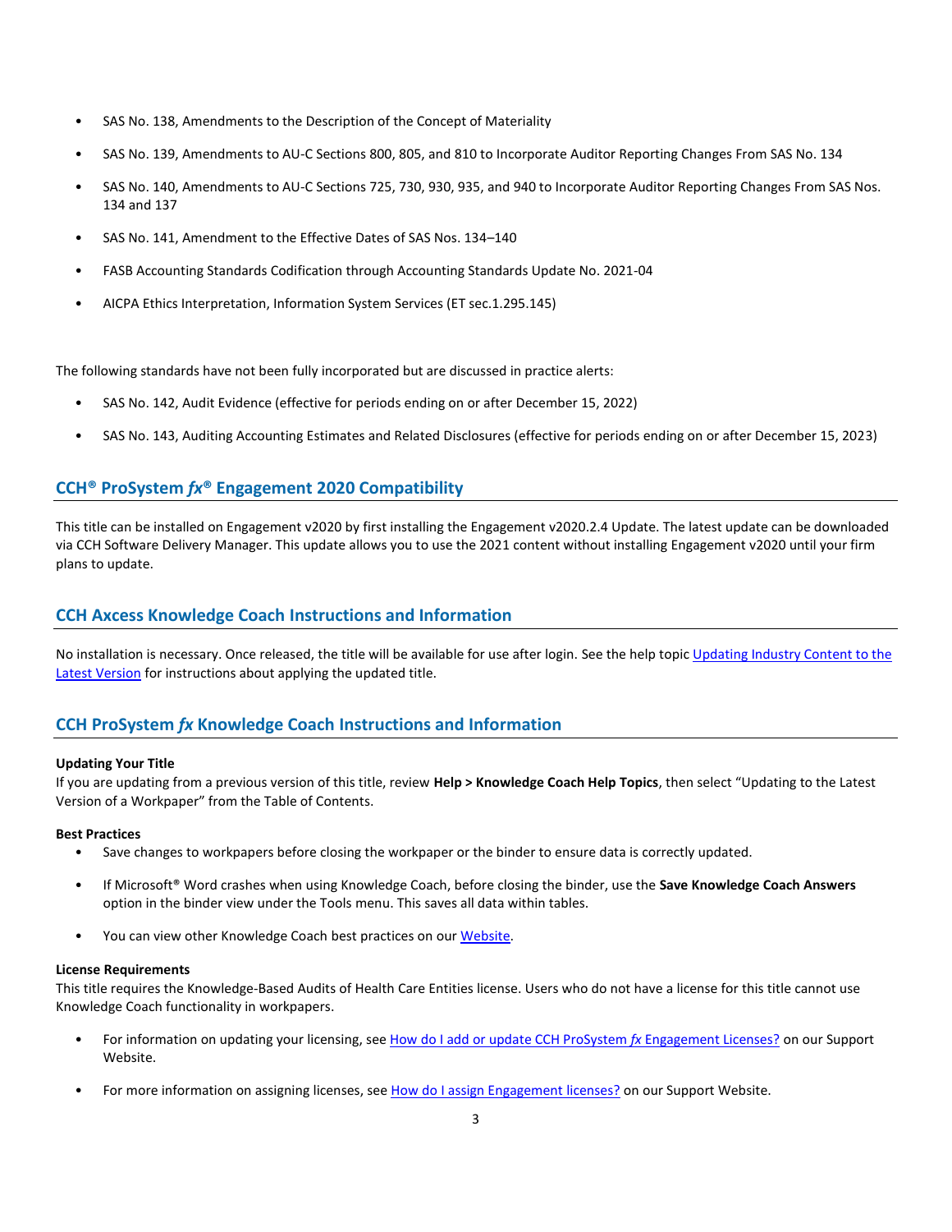- SAS No. 138, Amendments to the Description of the Concept of Materiality
- SAS No. 139, Amendments to AU-C Sections 800, 805, and 810 to Incorporate Auditor Reporting Changes From SAS No. 134
- SAS No. 140, Amendments to AU-C Sections 725, 730, 930, 935, and 940 to Incorporate Auditor Reporting Changes From SAS Nos. 134 and 137
- SAS No. 141, Amendment to the Effective Dates of SAS Nos. 134–140
- FASB Accounting Standards Codification through Accounting Standards Update No. 2021-04
- AICPA Ethics Interpretation, Information System Services (ET sec.1.295.145)

The following standards have not been fully incorporated but are discussed in practice alerts:

- SAS No. 142, Audit Evidence (effective for periods ending on or after December 15, 2022)
- SAS No. 143, Auditing Accounting Estimates and Related Disclosures (effective for periods ending on or after December 15, 2023)

## CCH® ProSystem *fx*® Engagement 2020 Compatibility

This title can be installed on Engagement v2020 by first installing the Engagement v2020.2.4 Update. The latest update can be downloaded via CCH Software Delivery Manager. This update allows you to use the 2021 content without installing Engagement v2020 until your firm plans to update.

## CCH Axcess Knowledge Coach Instructions and Information

No installation is necessary. Once released, the title will be available for use after login. See the help topic Updating Industry Content to the Latest Version for instructions about applying the updated title.

## CCH ProSystem *fx* Knowledge Coach Instructions and Information

**Updating Your Title**

If you are updating from a previous version of this title, review **Help > Knowledge Coach Help Topics**, then select "Updating to the Latest Version of a Workpaper" from the Table of Contents.

**Best Practices**

- Save changes to workpapers before closing the workpaper or the binder to ensure data is correctly updated.
- If Microsoft® Word crashes when using Knowledge Coach, before closing the binder, use the **Save Knowledge Coach Answers** option in the binder view under the Tools menu. This saves all data within tables.
- You can view other Knowledge Coach best practices on our Website.

**License Requirements**

This title requires the Knowledge-Based Audits of Health Care Entities license. Users who do not have a license for this title cannot use Knowledge Coach functionality in workpapers.

- For information on updating your licensing, see How do I add or update CCH ProSystem *fx* Engagement Licenses? on our Support Website.
- For more information on assigning licenses, see How do I assign Engagement licenses? on our Support Website.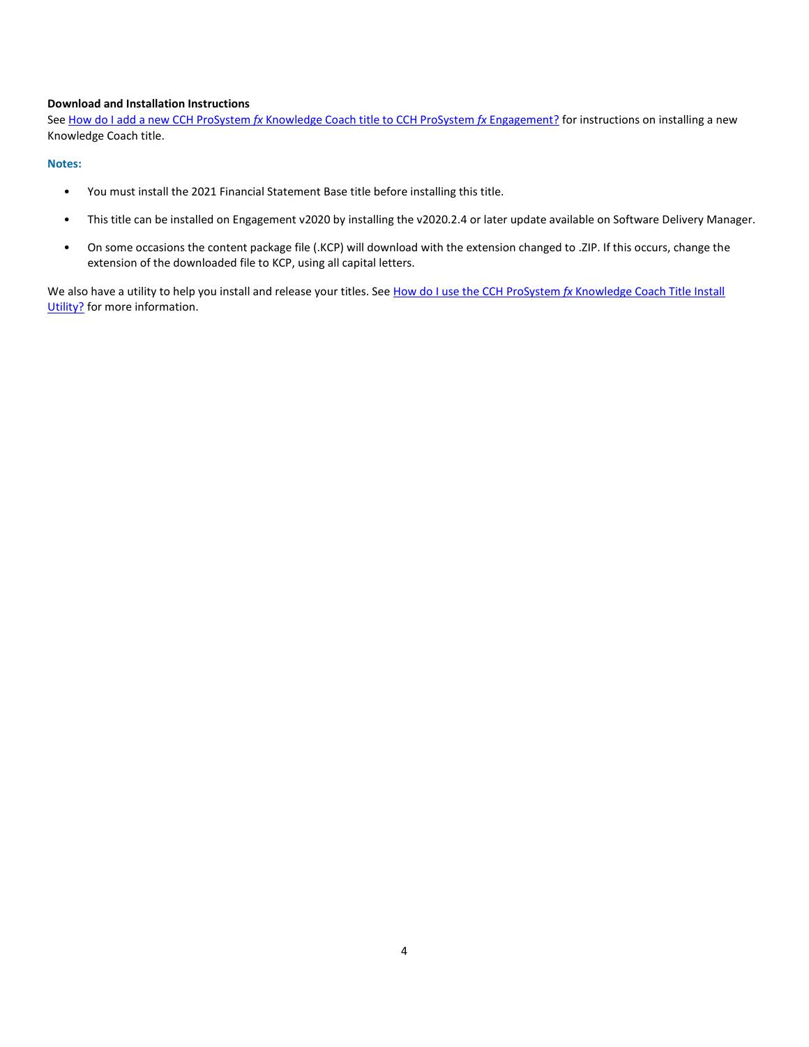**Download and Installation Instructions**

See How do I add a new CCH ProSystem *fx* Knowledge Coach title to CCH ProSystem *fx* Engagement? for instructions on installing a new Knowledge Coach title.

**Notes:**

- You must install the 2021 Financial Statement Base title before installing this title.
- This title can be installed on Engagement v2020 by installing the v2020.2.4 or later update available on Software Delivery Manager.
- On some occasions the content package file (.KCP) will download with the extension changed to .ZIP. If this occurs, change the extension of the downloaded file to KCP, using all capital letters.

We also have a utility to help you install and release your titles. See How do I use the CCH ProSystem *fx* Knowledge Coach Title Install Utility? for more information.